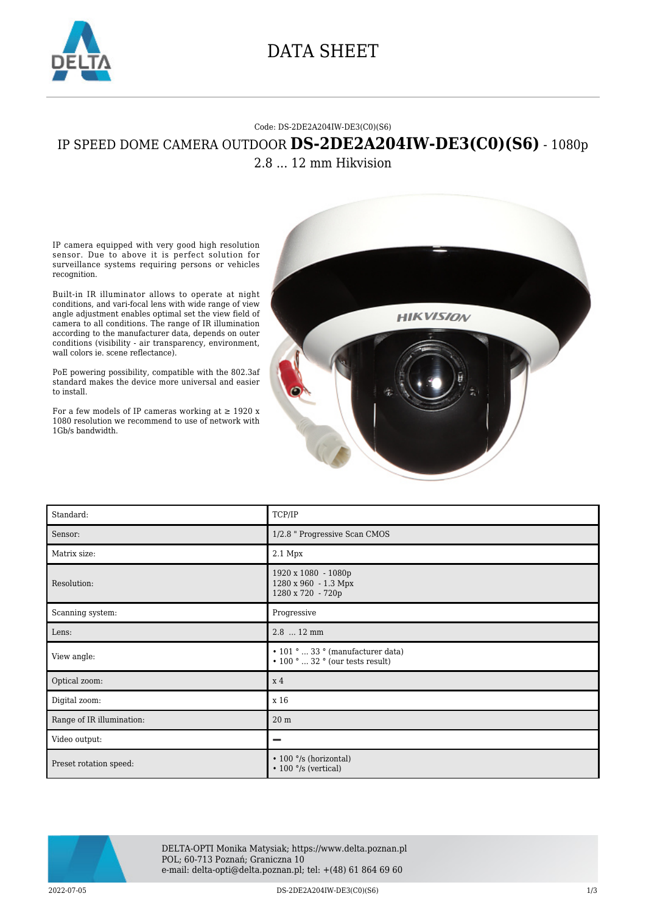# DATA SHEET

Code: DS-2DE2A204IW-DE3(C0)(S6)

## IP SPEED DOME CAMERA OUTDOOR **DS-2DE2A204IW-DE3(C0)(S6)** - 1080p 2.8 ... 12 mm Hikvision

IP camera equipped with very good high resolution sensor. Due to above it is perfect solution for surveillance systems requiring persons or vehicles recognition.

Built-in IR illuminator allows to operate at night conditions, and vari-focal lens with wide range of view angle adjustment enables optimal set the view field of camera to all conditions. The range of IR illumination according to the manufacturer data, depends on outer conditions (visibility - air transparency, environment, wall colors ie. scene reflectance).

PoE powering possibility, compatible with the 802.3af standard makes the device more universal and easier to install.

For a few models of IP cameras working at ≥ 1920 x 1080 resolution we recommend to use of network with 1Gb/s bandwidth.

| Standard: | TCP/IP |
|---|---|
| Sensor: | 1/2.8 " Progressive Scan CMOS |
| Matrix size: | 2.1 Mpx |
| Resolution: | 1920 x 1080 - 1080p<br>1280 x 960 - 1.3 Mpx<br>1280 x 720 - 720p |
| Scanning system: | Progressive |
| Lens: | 2.8 ... 12 mm |
| View angle: | • 101 ° ... 33 ° (manufacturer data)<br>• 100 ° ... 32 ° (our tests result) |
| Optical zoom: | x 4 |
| Digital zoom: | x 16 |
| Range of IR illumination: | 20 m |
| Video output: | – |
| Preset rotation speed: | • 100 °/s (horizontal)<br>• 100 °/s (vertical) |

DELTA-OPTI Monika Matysiak; https://www.delta.poznan.pl
POL; 60-713 Poznań; Graniczna 10
e-mail: delta-opti@delta.poznan.pl; tel: +(48) 61 864 69 60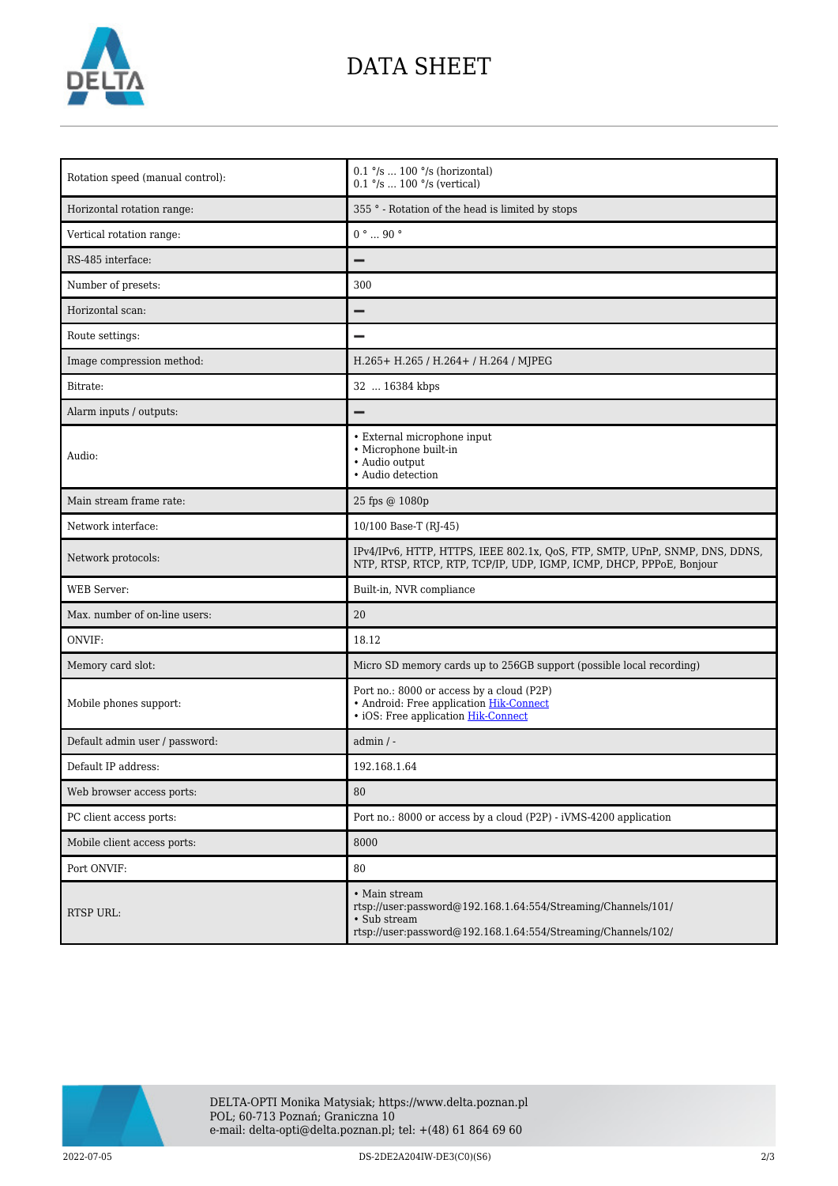# DATA SHEET

| | |
|---|---|
| Rotation speed (manual control): | 0.1 °/s ... 100 °/s (horizontal)<br>0.1 °/s ... 100 °/s (vertical) |
| Horizontal rotation range: | 355 ° - Rotation of the head is limited by stops |
| Vertical rotation range: | 0 ° ... 90 ° |
| RS-485 interface: | – |
| Number of presets: | 300 |
| Horizontal scan: | – |
| Route settings: | – |
| Image compression method: | H.265+ H.265 / H.264+ / H.264 / MJPEG |
| Bitrate: | 32 ... 16384 kbps |
| Alarm inputs / outputs: | – |
| Audio: | • External microphone input<br>• Microphone built-in<br>• Audio output<br>• Audio detection |
| Main stream frame rate: | 25 fps @ 1080p |
| Network interface: | 10/100 Base-T (RJ-45) |
| Network protocols: | IPv4/IPv6, HTTP, HTTPS, IEEE 802.1x, QoS, FTP, SMTP, UPnP, SNMP, DNS, DDNS, NTP, RTSP, RTCP, RTP, TCP/IP, UDP, IGMP, ICMP, DHCP, PPPoE, Bonjour |
| WEB Server: | Built-in, NVR compliance |
| Max. number of on-line users: | 20 |
| ONVIF: | 18.12 |
| Memory card slot: | Micro SD memory cards up to 256GB support (possible local recording) |
| Mobile phones support: | Port no.: 8000 or access by a cloud (P2P)<br>• Android: Free application Hik-Connect<br>• iOS: Free application Hik-Connect |
| Default admin user / password: | admin / - |
| Default IP address: | 192.168.1.64 |
| Web browser access ports: | 80 |
| PC client access ports: | Port no.: 8000 or access by a cloud (P2P) - iVMS-4200 application |
| Mobile client access ports: | 8000 |
| Port ONVIF: | 80 |
| RTSP URL: | • Main stream<br>rtsp://user:password@192.168.1.64:554/Streaming/Channels/101/<br>• Sub stream<br>rtsp://user:password@192.168.1.64:554/Streaming/Channels/102/ |

DELTA-OPTI Monika Matysiak; https://www.delta.poznan.pl
POL; 60-713 Poznań; Graniczna 10
e-mail: delta-opti@delta.poznan.pl; tel: +(48) 61 864 69 60

2022-07-05 DS-2DE2A204IW-DE3(C0)(S6)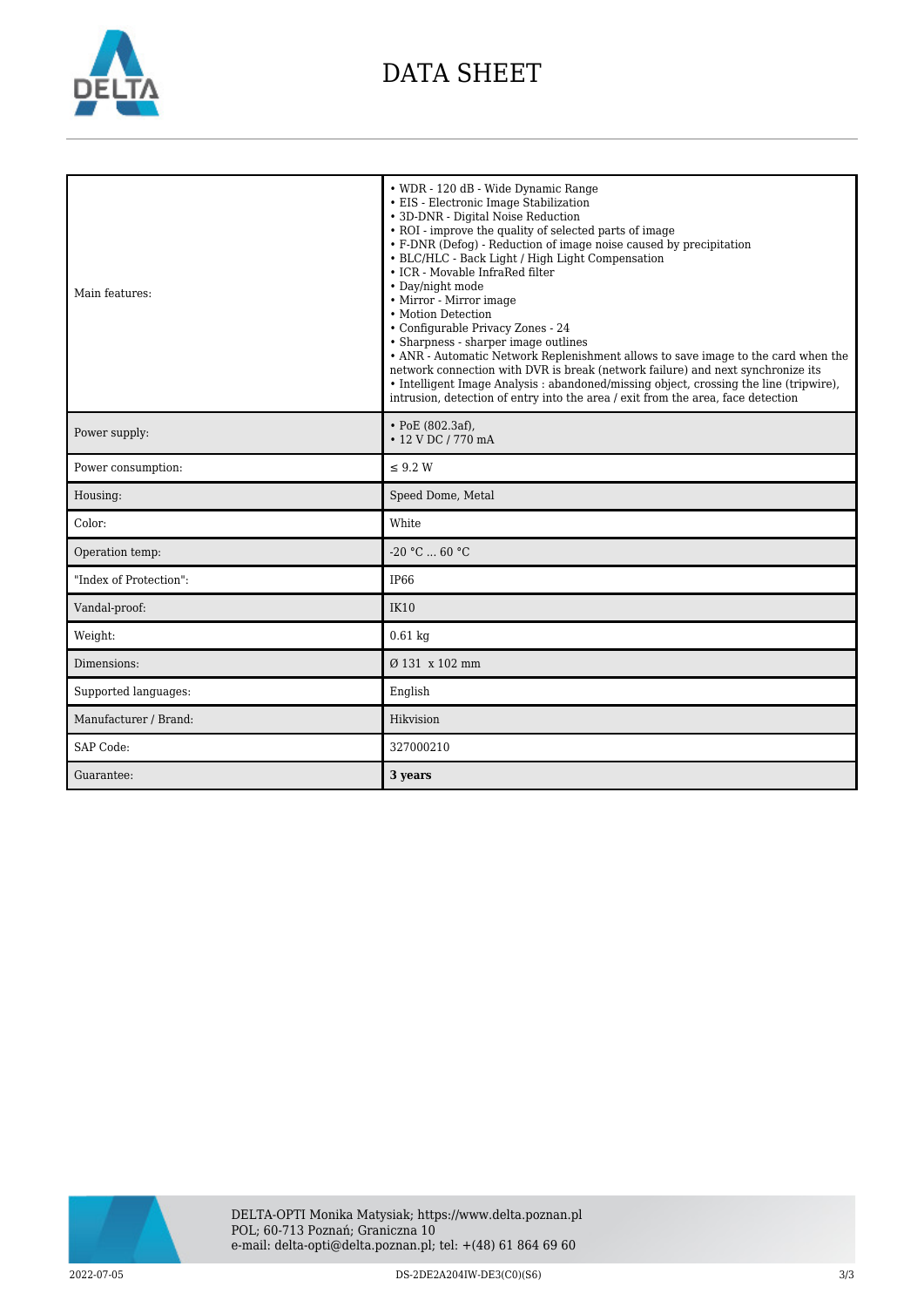# DATA SHEET

| | |
|---|---|
| Main features: | • WDR - 120 dB - Wide Dynamic Range<br>• EIS - Electronic Image Stabilization<br>• 3D-DNR - Digital Noise Reduction<br>• ROI - improve the quality of selected parts of image<br>• F-DNR (Defog) - Reduction of image noise caused by precipitation<br>• BLC/HLC - Back Light / High Light Compensation<br>• ICR - Movable InfraRed filter<br>• Day/night mode<br>• Mirror - Mirror image<br>• Motion Detection<br>• Configurable Privacy Zones - 24<br>• Sharpness - sharper image outlines<br>• ANR - Automatic Network Replenishment allows to save image to the card when the network connection with DVR is break (network failure) and next synchronize its<br>• Intelligent Image Analysis : abandoned/missing object, crossing the line (tripwire), intrusion, detection of entry into the area / exit from the area, face detection |
| Power supply: | • PoE (802.3af),<br>• 12 V DC / 770 mA |
| Power consumption: | ≤ 9.2 W |
| Housing: | Speed Dome, Metal |
| Color: | White |
| Operation temp: | -20 °C ... 60 °C |
| "Index of Protection": | IP66 |
| Vandal-proof: | IK10 |
| Weight: | 0.61 kg |
| Dimensions: | Ø 131 x 102 mm |
| Supported languages: | English |
| Manufacturer / Brand: | Hikvision |
| SAP Code: | 327000210 |
| Guarantee: | **3 years** |

DELTA-OPTI Monika Matysiak; https://www.delta.poznan.pl
POL; 60-713 Poznań; Graniczna 10
e-mail: delta-opti@delta.poznan.pl; tel: +(48) 61 864 69 60

2022-07-05 DS-2DE2A204IW-DE3(C0)(S6)